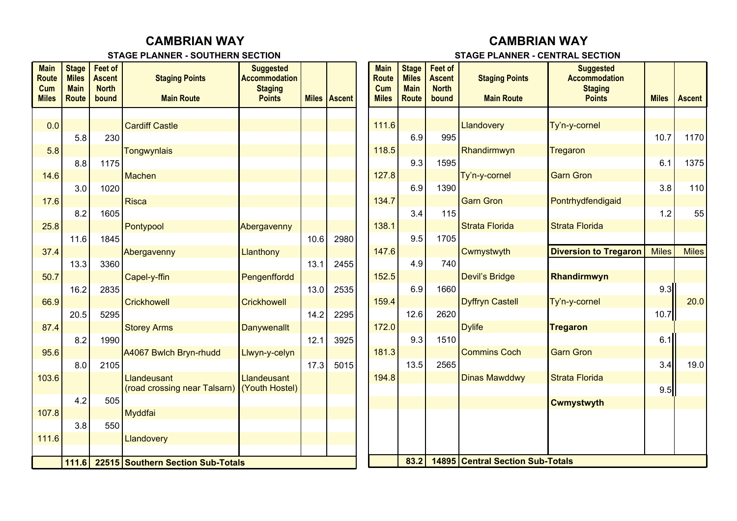# CAMBRIAN WAY

## STAGE PLANNER - SOUTHERN SECTION

| Main Route Cum Miles | Stage Miles Main Route | Feet of Ascent North bound | Staging Points Main Route | Suggested Accommodation Staging Points | Miles | Ascent |
|---|---|---|---|---|---|---|
| 0.0 | | | Cardiff Castle | | | |
| | 5.8 | 230 | | | | |
| 5.8 | | | Tongwynlais | | | |
| | 8.8 | 1175 | | | | |
| 14.6 | | | Machen | | | |
| | 3.0 | 1020 | | | | |
| 17.6 | | | Risca | | | |
| | 8.2 | 1605 | | | | |
| 25.8 | | | Pontypool | Abergavenny | | |
| | 11.6 | 1845 | | | 10.6 | 2980 |
| 37.4 | | | Abergavenny | Llanthony | | |
| | 13.3 | 3360 | | | 13.1 | 2455 |
| 50.7 | | | Capel-y-ffin | Pengenffordd | | |
| | 16.2 | 2835 | | | 13.0 | 2535 |
| 66.9 | | | Crickhowell | Crickhowell | | |
| | 20.5 | 5295 | | | 14.2 | 2295 |
| 87.4 | | | Storey Arms | Danywenallt | | |
| | 8.2 | 1990 | | | 12.1 | 3925 |
| 95.6 | | | A4067 Bwlch Bryn-rhudd | Llwyn-y-celyn | | |
| | 8.0 | 2105 | | | 17.3 | 5015 |
| 103.6 | | | Llandeusant (road crossing near Talsarn) | Llandeusant (Youth Hostel) | | |
| | 4.2 | 505 | | | | |
| 107.8 | | | Myddfai | | | |
| | 3.8 | 550 | | | | |
| 111.6 | | | Llandovery | | | |
| | **111.6** | **22515** | **Southern Section Sub-Totals** | | | |

# CAMBRIAN WAY

## STAGE PLANNER - CENTRAL SECTION

| Main Route Cum Miles | Stage Miles Main Route | Feet of Ascent North bound | Staging Points Main Route | Suggested Accommodation Staging Points | Miles | Ascent |
|---|---|---|---|---|---|---|
| 111.6 | | | Llandovery | Ty'n-y-cornel | | |
| | 6.9 | 995 | | | 10.7 | 1170 |
| 118.5 | | | Rhandirmwyn | Tregaron | | |
| | 9.3 | 1595 | | | 6.1 | 1375 |
| 127.8 | | | Ty'n-y-cornel | Garn Gron | | |
| | 6.9 | 1390 | | | 3.8 | 110 |
| 134.7 | | | Garn Gron | Pontrhydfendigaid | | |
| | 3.4 | 115 | | | 1.2 | 55 |
| 138.1 | | | Strata Florida | Strata Florida | | |
| | 9.5 | 1705 | | | | |
| 147.6 | | | Cwmystwyth | **Diversion to Tregaron** | **Miles** | **Miles** |
| | 4.9 | 740 | | | | |
| 152.5 | | | Devil's Bridge | **Rhandirmwyn** | | |
| | 6.9 | 1660 | | | 9.3 | |
| 159.4 | | | Dyffryn Castell | Ty'n-y-cornel | | 20.0 |
| | 12.6 | 2620 | | | 10.7 | |
| 172.0 | | | Dylife | **Tregaron** | | |
| | 9.3 | 1510 | | | 6.1 | |
| 181.3 | | | Commins Coch | Garn Gron | | |
| | 13.5 | 2565 | | | 3.4 | 19.0 |
| 194.8 | | | Dinas Mawddwy | Strata Florida | | |
| | | | | | 9.5 | |
| | | | | **Cwmystwyth** | | |
| | **83.2** | **14895** | **Central Section Sub-Totals** | | | |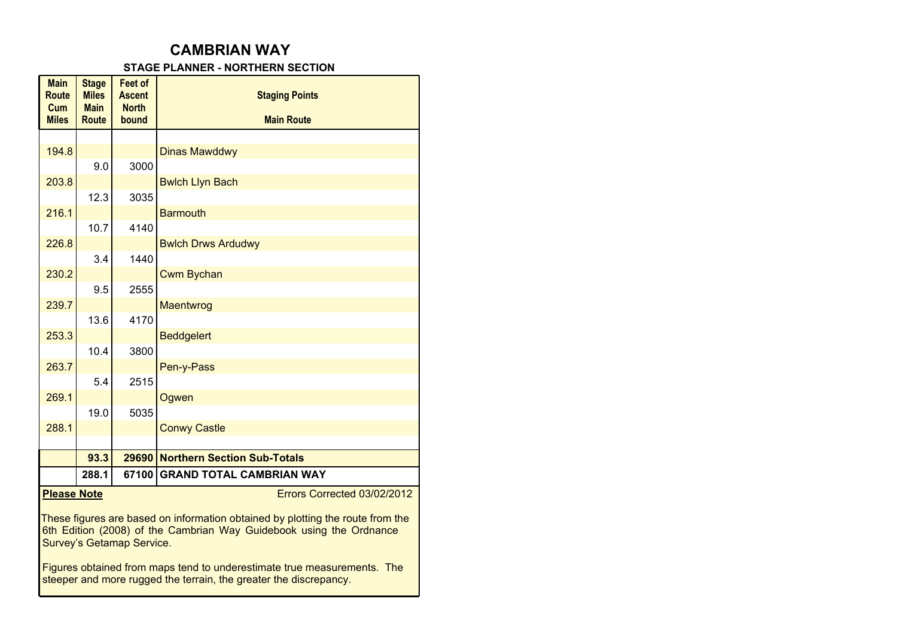# CAMBRIAN WAY

## STAGE PLANNER - NORTHERN SECTION

| Main Route Cum Miles | Stage Miles Main Route | Feet of Ascent North bound | Staging Points<br>Main Route |
|---|---|---|---|
| | | | |
| 194.8 | | | Dinas Mawddwy |
| | 9.0 | 3000 | |
| 203.8 | | | Bwlch Llyn Bach |
| | 12.3 | 3035 | |
| 216.1 | | | Barmouth |
| | 10.7 | 4140 | |
| 226.8 | | | Bwlch Drws Ardudwy |
| | 3.4 | 1440 | |
| 230.2 | | | Cwm Bychan |
| | 9.5 | 2555 | |
| 239.7 | | | Maentwrog |
| | 13.6 | 4170 | |
| 253.3 | | | Beddgelert |
| | 10.4 | 3800 | |
| 263.7 | | | Pen-y-Pass |
| | 5.4 | 2515 | |
| 269.1 | | | Ogwen |
| | 19.0 | 5035 | |
| 288.1 | | | Conwy Castle |
| | | | |
| | **93.3** | **29690** | **Northern Section Sub-Totals** |
| | **288.1** | **67100** | **GRAND TOTAL CAMBRIAN WAY** |

**Please Note** Errors Corrected 03/02/2012

These figures are based on information obtained by plotting the route from the 6th Edition (2008) of the Cambrian Way Guidebook using the Ordnance Survey's Getamap Service.

Figures obtained from maps tend to underestimate true measurements. The steeper and more rugged the terrain, the greater the discrepancy.